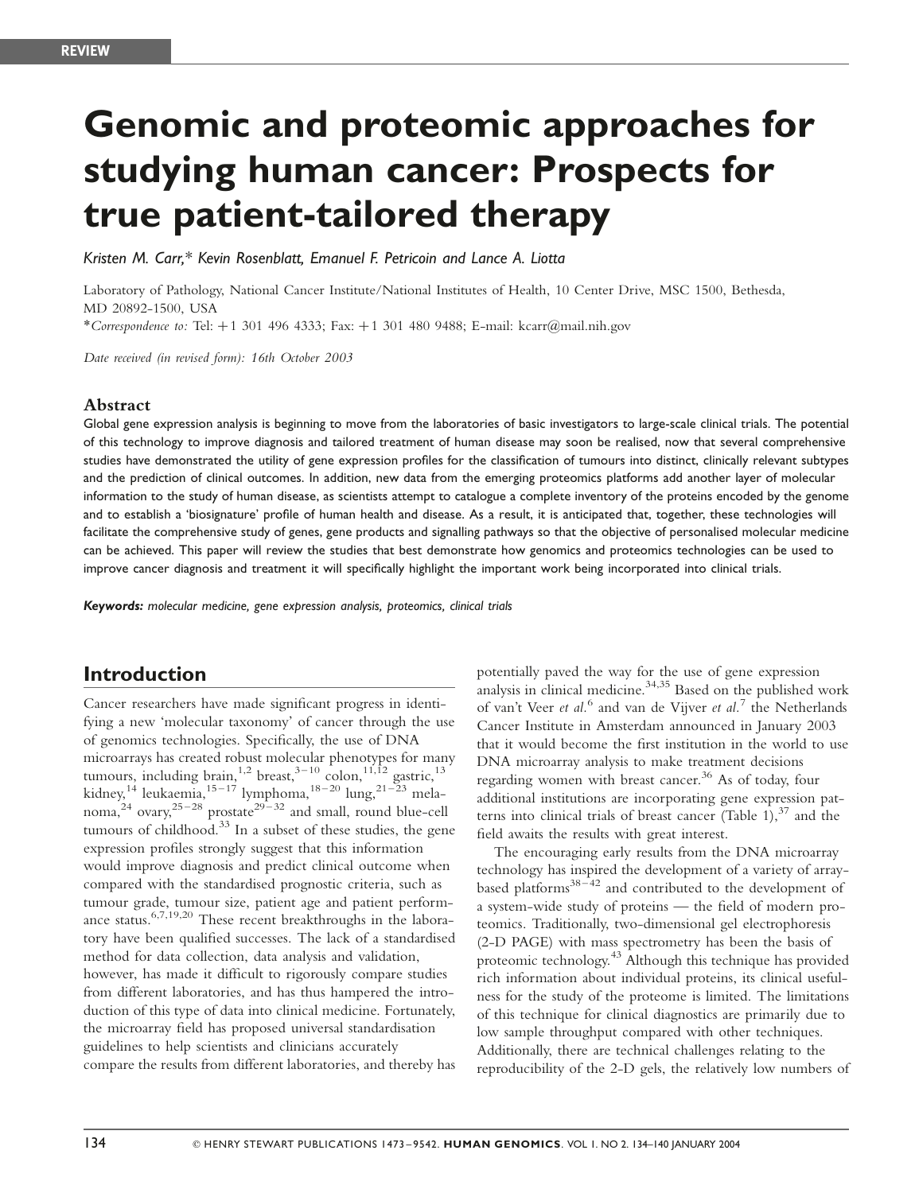REVIEW

# Genomic and proteomic approaches for studying human cancer: Prospects for true patient-tailored therapy

*Kristen M. Carr,\* Kevin Rosenblatt, Emanuel F. Petricoin and Lance A. Liotta*

Laboratory of Pathology, National Cancer Institute/National Institutes of Health, 10 Center Drive, MSC 1500, Bethesda, MD 20892-1500, USA

\**Correspondence to:* Tel: +1 301 496 4333; Fax: +1 301 480 9488; E-mail: kcarr@mail.nih.gov

*Date received (in revised form): 16th October 2003*

### Abstract

Global gene expression analysis is beginning to move from the laboratories of basic investigators to large-scale clinical trials. The potential of this technology to improve diagnosis and tailored treatment of human disease may soon be realised, now that several comprehensive studies have demonstrated the utility of gene expression profiles for the classification of tumours into distinct, clinically relevant subtypes and the prediction of clinical outcomes. In addition, new data from the emerging proteomics platforms add another layer of molecular information to the study of human disease, as scientists attempt to catalogue a complete inventory of the proteins encoded by the genome and to establish a 'biosignature' profile of human health and disease. As a result, it is anticipated that, together, these technologies will facilitate the comprehensive study of genes, gene products and signalling pathways so that the objective of personalised molecular medicine can be achieved. This paper will review the studies that best demonstrate how genomics and proteomics technologies can be used to improve cancer diagnosis and treatment it will specifically highlight the important work being incorporated into clinical trials.

***Keywords:*** *molecular medicine, gene expression analysis, proteomics, clinical trials*

## Introduction

Cancer researchers have made significant progress in identifying a new 'molecular taxonomy' of cancer through the use of genomics technologies. Specifically, the use of DNA microarrays has created robust molecular phenotypes for many tumours, including brain,[1,2] breast,[3–10] colon,[11,12] gastric,[13] kidney,[14] leukaemia,[15–17] lymphoma,[18–20] lung,[21–23] melanoma,[24] ovary,[25–28] prostate[29–32] and small, round blue-cell tumours of childhood.[33] In a subset of these studies, the gene expression profiles strongly suggest that this information would improve diagnosis and predict clinical outcome when compared with the standardised prognostic criteria, such as tumour grade, tumour size, patient age and patient performance status.[6,7,19,20] These recent breakthroughs in the laboratory have been qualified successes. The lack of a standardised method for data collection, data analysis and validation, however, has made it difficult to rigorously compare studies from different laboratories, and has thus hampered the introduction of this type of data into clinical medicine. Fortunately, the microarray field has proposed universal standardisation guidelines to help scientists and clinicians accurately compare the results from different laboratories, and thereby has potentially paved the way for the use of gene expression analysis in clinical medicine.[34,35] Based on the published work of van't Veer *et al.*[6] and van de Vijver *et al.*[7] the Netherlands Cancer Institute in Amsterdam announced in January 2003 that it would become the first institution in the world to use DNA microarray analysis to make treatment decisions regarding women with breast cancer.[36] As of today, four additional institutions are incorporating gene expression patterns into clinical trials of breast cancer (Table 1),[37] and the field awaits the results with great interest.

The encouraging early results from the DNA microarray technology has inspired the development of a variety of array-based platforms[38–42] and contributed to the development of a system-wide study of proteins — the field of modern proteomics. Traditionally, two-dimensional gel electrophoresis (2-D PAGE) with mass spectrometry has been the basis of proteomic technology.[43] Although this technique has provided rich information about individual proteins, its clinical usefulness for the study of the proteome is limited. The limitations of this technique for clinical diagnostics are primarily due to low sample throughput compared with other techniques. Additionally, there are technical challenges relating to the reproducibility of the 2-D gels, the relatively low numbers of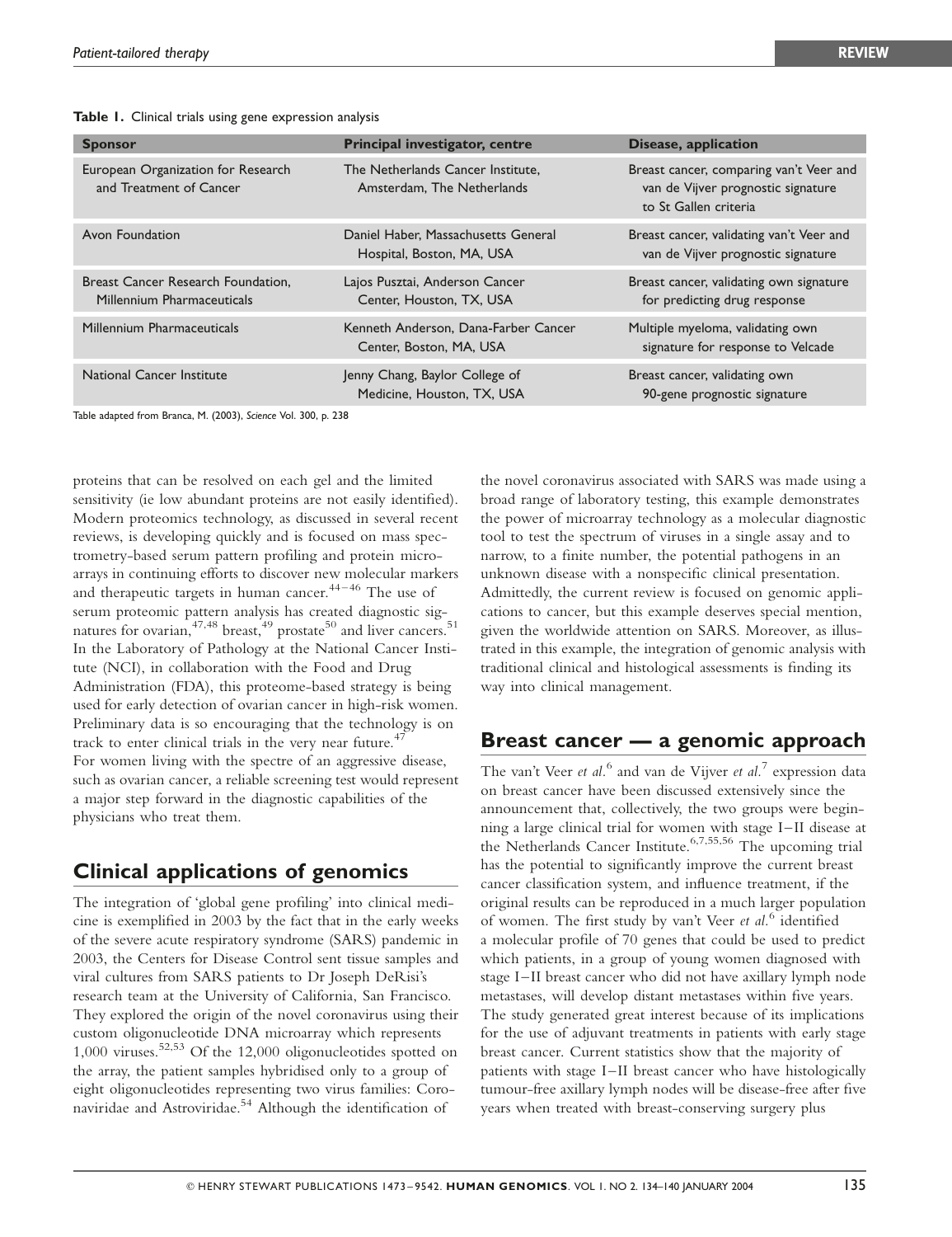**Table 1.** Clinical trials using gene expression analysis

| Sponsor | Principal investigator, centre | Disease, application |
|---|---|---|
| European Organization for Research and Treatment of Cancer | The Netherlands Cancer Institute, Amsterdam, The Netherlands | Breast cancer, comparing van't Veer and van de Vijver prognostic signature to St Gallen criteria |
| Avon Foundation | Daniel Haber, Massachusetts General Hospital, Boston, MA, USA | Breast cancer, validating van't Veer and van de Vijver prognostic signature |
| Breast Cancer Research Foundation, Millennium Pharmaceuticals | Lajos Pusztai, Anderson Cancer Center, Houston, TX, USA | Breast cancer, validating own signature for predicting drug response |
| Millennium Pharmaceuticals | Kenneth Anderson, Dana-Farber Cancer Center, Boston, MA, USA | Multiple myeloma, validating own signature for response to Velcade |
| National Cancer Institute | Jenny Chang, Baylor College of Medicine, Houston, TX, USA | Breast cancer, validating own 90-gene prognostic signature |

Table adapted from Branca, M. (2003), *Science* Vol. 300, p. 238

proteins that can be resolved on each gel and the limited sensitivity (ie low abundant proteins are not easily identified). Modern proteomics technology, as discussed in several recent reviews, is developing quickly and is focused on mass spectrometry-based serum pattern profiling and protein microarrays in continuing efforts to discover new molecular markers and therapeutic targets in human cancer.[44–46] The use of serum proteomic pattern analysis has created diagnostic signatures for ovarian,[47,48] breast,[49] prostate[50] and liver cancers.[51] In the Laboratory of Pathology at the National Cancer Institute (NCI), in collaboration with the Food and Drug Administration (FDA), this proteome-based strategy is being used for early detection of ovarian cancer in high-risk women. Preliminary data is so encouraging that the technology is on track to enter clinical trials in the very near future.[47] For women living with the spectre of an aggressive disease, such as ovarian cancer, a reliable screening test would represent a major step forward in the diagnostic capabilities of the physicians who treat them.

## Clinical applications of genomics

The integration of 'global gene profiling' into clinical medicine is exemplified in 2003 by the fact that in the early weeks of the severe acute respiratory syndrome (SARS) pandemic in 2003, the Centers for Disease Control sent tissue samples and viral cultures from SARS patients to Dr Joseph DeRisi's research team at the University of California, San Francisco. They explored the origin of the novel coronavirus using their custom oligonucleotide DNA microarray which represents 1,000 viruses.[52,53] Of the 12,000 oligonucleotides spotted on the array, the patient samples hybridised only to a group of eight oligonucleotides representing two virus families: Coronaviridae and Astroviridae.[54] Although the identification of the novel coronavirus associated with SARS was made using a broad range of laboratory testing, this example demonstrates the power of microarray technology as a molecular diagnostic tool to test the spectrum of viruses in a single assay and to narrow, to a finite number, the potential pathogens in an unknown disease with a nonspecific clinical presentation. Admittedly, the current review is focused on genomic applications to cancer, but this example deserves special mention, given the worldwide attention on SARS. Moreover, as illustrated in this example, the integration of genomic analysis with traditional clinical and histological assessments is finding its way into clinical management.

## Breast cancer — a genomic approach

The van't Veer *et al.*[6] and van de Vijver *et al.*[7] expression data on breast cancer have been discussed extensively since the announcement that, collectively, the two groups were beginning a large clinical trial for women with stage I–II disease at the Netherlands Cancer Institute.[6,7,55,56] The upcoming trial has the potential to significantly improve the current breast cancer classification system, and influence treatment, if the original results can be reproduced in a much larger population of women. The first study by van't Veer *et al.*[6] identified a molecular profile of 70 genes that could be used to predict which patients, in a group of young women diagnosed with stage I–II breast cancer who did not have axillary lymph node metastases, will develop distant metastases within five years. The study generated great interest because of its implications for the use of adjuvant treatments in patients with early stage breast cancer. Current statistics show that the majority of patients with stage I–II breast cancer who have histologically tumour-free axillary lymph nodes will be disease-free after five years when treated with breast-conserving surgery plus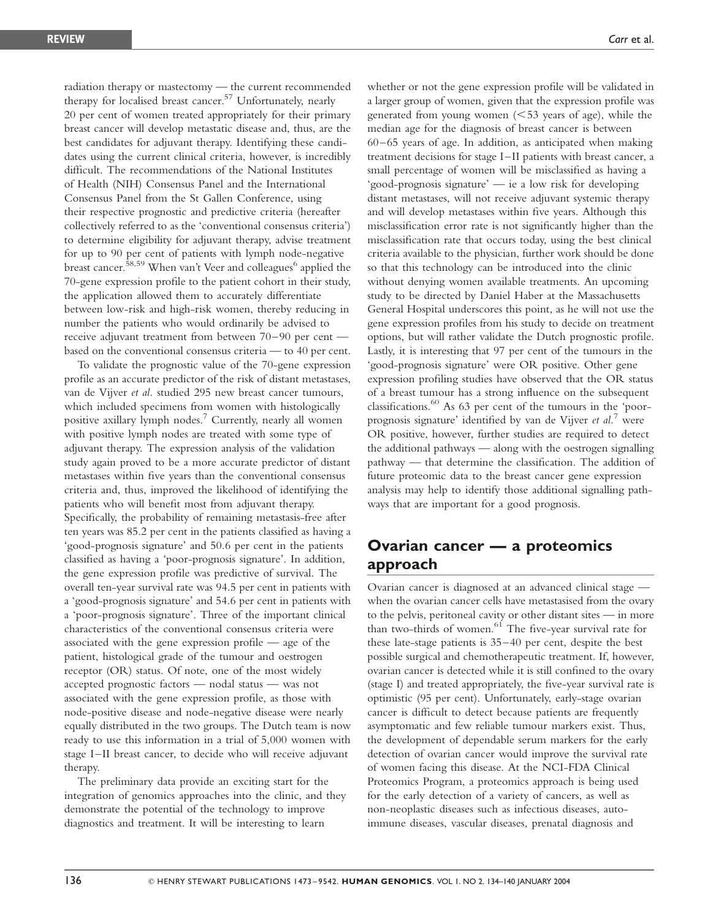radiation therapy or mastectomy — the current recommended therapy for localised breast cancer.[57] Unfortunately, nearly 20 per cent of women treated appropriately for their primary breast cancer will develop metastatic disease and, thus, are the best candidates for adjuvant therapy. Identifying these candidates using the current clinical criteria, however, is incredibly difficult. The recommendations of the National Institutes of Health (NIH) Consensus Panel and the International Consensus Panel from the St Gallen Conference, using their respective prognostic and predictive criteria (hereafter collectively referred to as the 'conventional consensus criteria') to determine eligibility for adjuvant therapy, advise treatment for up to 90 per cent of patients with lymph node-negative breast cancer.[58,59] When van't Veer and colleagues[6] applied the 70-gene expression profile to the patient cohort in their study, the application allowed them to accurately differentiate between low-risk and high-risk women, thereby reducing in number the patients who would ordinarily be advised to receive adjuvant treatment from between 70–90 per cent — based on the conventional consensus criteria — to 40 per cent.

To validate the prognostic value of the 70-gene expression profile as an accurate predictor of the risk of distant metastases, van de Vijver *et al.* studied 295 new breast cancer tumours, which included specimens from women with histologically positive axillary lymph nodes.[7] Currently, nearly all women with positive lymph nodes are treated with some type of adjuvant therapy. The expression analysis of the validation study again proved to be a more accurate predictor of distant metastases within five years than the conventional consensus criteria and, thus, improved the likelihood of identifying the patients who will benefit most from adjuvant therapy. Specifically, the probability of remaining metastasis-free after ten years was 85.2 per cent in the patients classified as having a 'good-prognosis signature' and 50.6 per cent in the patients classified as having a 'poor-prognosis signature'. In addition, the gene expression profile was predictive of survival. The overall ten-year survival rate was 94.5 per cent in patients with a 'good-prognosis signature' and 54.6 per cent in patients with a 'poor-prognosis signature'. Three of the important clinical characteristics of the conventional consensus criteria were associated with the gene expression profile — age of the patient, histological grade of the tumour and oestrogen receptor (OR) status. Of note, one of the most widely accepted prognostic factors — nodal status — was not associated with the gene expression profile, as those with node-positive disease and node-negative disease were nearly equally distributed in the two groups. The Dutch team is now ready to use this information in a trial of 5,000 women with stage I–II breast cancer, to decide who will receive adjuvant therapy.

The preliminary data provide an exciting start for the integration of genomics approaches into the clinic, and they demonstrate the potential of the technology to improve diagnostics and treatment. It will be interesting to learn whether or not the gene expression profile will be validated in a larger group of women, given that the expression profile was generated from young women (<53 years of age), while the median age for the diagnosis of breast cancer is between 60–65 years of age. In addition, as anticipated when making treatment decisions for stage I–II patients with breast cancer, a small percentage of women will be misclassified as having a 'good-prognosis signature' — ie a low risk for developing distant metastases, will not receive adjuvant systemic therapy and will develop metastases within five years. Although this misclassification error rate is not significantly higher than the misclassification rate that occurs today, using the best clinical criteria available to the physician, further work should be done so that this technology can be introduced into the clinic without denying women available treatments. An upcoming study to be directed by Daniel Haber at the Massachusetts General Hospital underscores this point, as he will not use the gene expression profiles from his study to decide on treatment options, but will rather validate the Dutch prognostic profile. Lastly, it is interesting that 97 per cent of the tumours in the 'good-prognosis signature' were OR positive. Other gene expression profiling studies have observed that the OR status of a breast tumour has a strong influence on the subsequent classifications.[60] As 63 per cent of the tumours in the 'poor-prognosis signature' identified by van de Vijver *et al.*[7] were OR positive, however, further studies are required to detect the additional pathways — along with the oestrogen signalling pathway — that determine the classification. The addition of future proteomic data to the breast cancer gene expression analysis may help to identify those additional signalling pathways that are important for a good prognosis.

## Ovarian cancer — a proteomics approach

Ovarian cancer is diagnosed at an advanced clinical stage — when the ovarian cancer cells have metastasised from the ovary to the pelvis, peritoneal cavity or other distant sites — in more than two-thirds of women.[61] The five-year survival rate for these late-stage patients is 35–40 per cent, despite the best possible surgical and chemotherapeutic treatment. If, however, ovarian cancer is detected while it is still confined to the ovary (stage I) and treated appropriately, the five-year survival rate is optimistic (95 per cent). Unfortunately, early-stage ovarian cancer is difficult to detect because patients are frequently asymptomatic and few reliable tumour markers exist. Thus, the development of dependable serum markers for the early detection of ovarian cancer would improve the survival rate of women facing this disease. At the NCI-FDA Clinical Proteomics Program, a proteomics approach is being used for the early detection of a variety of cancers, as well as non-neoplastic diseases such as infectious diseases, autoimmune diseases, vascular diseases, prenatal diagnosis and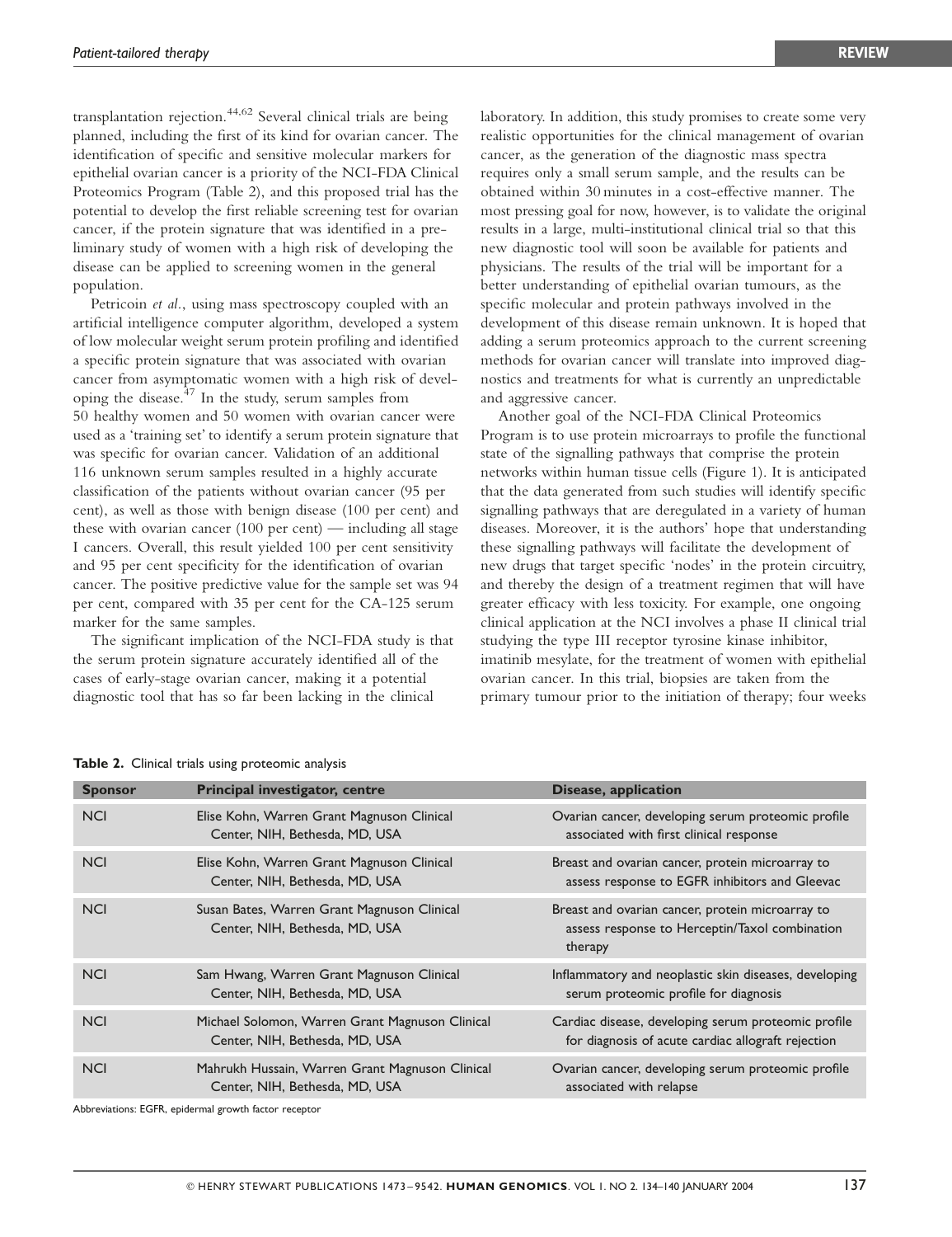transplantation rejection.[44,62] Several clinical trials are being planned, including the first of its kind for ovarian cancer. The identification of specific and sensitive molecular markers for epithelial ovarian cancer is a priority of the NCI-FDA Clinical Proteomics Program (Table 2), and this proposed trial has the potential to develop the first reliable screening test for ovarian cancer, if the protein signature that was identified in a preliminary study of women with a high risk of developing the disease can be applied to screening women in the general population.

Petricoin *et al.*, using mass spectroscopy coupled with an artificial intelligence computer algorithm, developed a system of low molecular weight serum protein profiling and identified a specific protein signature that was associated with ovarian cancer from asymptomatic women with a high risk of developing the disease.[47] In the study, serum samples from 50 healthy women and 50 women with ovarian cancer were used as a 'training set' to identify a serum protein signature that was specific for ovarian cancer. Validation of an additional 116 unknown serum samples resulted in a highly accurate classification of the patients without ovarian cancer (95 per cent), as well as those with benign disease (100 per cent) and these with ovarian cancer (100 per cent) — including all stage I cancers. Overall, this result yielded 100 per cent sensitivity and 95 per cent specificity for the identification of ovarian cancer. The positive predictive value for the sample set was 94 per cent, compared with 35 per cent for the CA-125 serum marker for the same samples.

The significant implication of the NCI-FDA study is that the serum protein signature accurately identified all of the cases of early-stage ovarian cancer, making it a potential diagnostic tool that has so far been lacking in the clinical laboratory. In addition, this study promises to create some very realistic opportunities for the clinical management of ovarian cancer, as the generation of the diagnostic mass spectra requires only a small serum sample, and the results can be obtained within 30 minutes in a cost-effective manner. The most pressing goal for now, however, is to validate the original results in a large, multi-institutional clinical trial so that this new diagnostic tool will soon be available for patients and physicians. The results of the trial will be important for a better understanding of epithelial ovarian tumours, as the specific molecular and protein pathways involved in the development of this disease remain unknown. It is hoped that adding a serum proteomics approach to the current screening methods for ovarian cancer will translate into improved diagnostics and treatments for what is currently an unpredictable and aggressive cancer.

Another goal of the NCI-FDA Clinical Proteomics Program is to use protein microarrays to profile the functional state of the signalling pathways that comprise the protein networks within human tissue cells (Figure 1). It is anticipated that the data generated from such studies will identify specific signalling pathways that are deregulated in a variety of human diseases. Moreover, it is the authors' hope that understanding these signalling pathways will facilitate the development of new drugs that target specific 'nodes' in the protein circuitry, and thereby the design of a treatment regimen that will have greater efficacy with less toxicity. For example, one ongoing clinical application at the NCI involves a phase II clinical trial studying the type III receptor tyrosine kinase inhibitor, imatinib mesylate, for the treatment of women with epithelial ovarian cancer. In this trial, biopsies are taken from the primary tumour prior to the initiation of therapy; four weeks

**Table 2.** Clinical trials using proteomic analysis

| Sponsor | Principal investigator, centre | Disease, application |
|---|---|---|
| NCI | Elise Kohn, Warren Grant Magnuson Clinical Center, NIH, Bethesda, MD, USA | Ovarian cancer, developing serum proteomic profile associated with first clinical response |
| NCI | Elise Kohn, Warren Grant Magnuson Clinical Center, NIH, Bethesda, MD, USA | Breast and ovarian cancer, protein microarray to assess response to EGFR inhibitors and Gleevac |
| NCI | Susan Bates, Warren Grant Magnuson Clinical Center, NIH, Bethesda, MD, USA | Breast and ovarian cancer, protein microarray to assess response to Herceptin/Taxol combination therapy |
| NCI | Sam Hwang, Warren Grant Magnuson Clinical Center, NIH, Bethesda, MD, USA | Inflammatory and neoplastic skin diseases, developing serum proteomic profile for diagnosis |
| NCI | Michael Solomon, Warren Grant Magnuson Clinical Center, NIH, Bethesda, MD, USA | Cardiac disease, developing serum proteomic profile for diagnosis of acute cardiac allograft rejection |
| NCI | Mahrukh Hussain, Warren Grant Magnuson Clinical Center, NIH, Bethesda, MD, USA | Ovarian cancer, developing serum proteomic profile associated with relapse |

Abbreviations: EGFR, epidermal growth factor receptor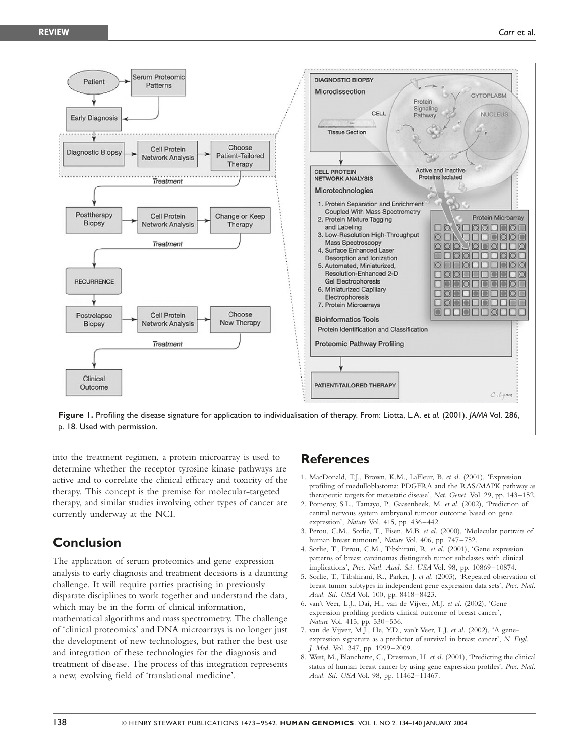Figure 1. Profiling the disease signature for application to individualisation of therapy. From: Liotta, L.A. *et al.* (2001), *JAMA* Vol. 286, p. 18. Used with permission.

into the treatment regimen, a protein microarray is used to determine whether the receptor tyrosine kinase pathways are active and to correlate the clinical efficacy and toxicity of the therapy. This concept is the premise for molecular-targeted therapy, and similar studies involving other types of cancer are currently underway at the NCI.

## Conclusion

The application of serum proteomics and gene expression analysis to early diagnosis and treatment decisions is a daunting challenge. It will require parties practising in previously disparate disciplines to work together and understand the data, which may be in the form of clinical information, mathematical algorithms and mass spectrometry. The challenge of 'clinical proteomics' and DNA microarrays is no longer just the development of new technologies, but rather the best use and integration of these technologies for the diagnosis and treatment of disease. The process of this integration represents a new, evolving field of 'translational medicine'.

## References

1. MacDonald, T.J., Brown, K.M., LaFleur, B. *et al.* (2001), 'Expression profiling of medulloblastoma: PDGFRA and the RAS/MAPK pathway as therapeutic targets for metastatic disease', *Nat. Genet.* Vol. 29, pp. 143–152.
2. Pomeroy, S.L., Tamayo, P., Gaasenbeek, M. *et al.* (2002), 'Prediction of central nervous system embryonal tumour outcome based on gene expression', *Nature* Vol. 415, pp. 436–442.
3. Perou, C.M., Sorlie, T., Eisen, M.B. *et al.* (2000), 'Molecular portraits of human breast tumours', *Nature* Vol. 406, pp. 747–752.
4. Sorlie, T., Perou, C.M., Tibshirani, R. *et al.* (2001), 'Gene expression patterns of breast carcinomas distinguish tumor subclasses with clinical implications', *Proc. Natl. Acad. Sci. USA* Vol. 98, pp. 10869–10874.
5. Sorlie, T., Tibshirani, R., Parker, J. *et al.* (2003), 'Repeated observation of breast tumor subtypes in independent gene expression data sets', *Proc. Natl. Acad. Sci. USA* Vol. 100, pp. 8418–8423.
6. van't Veer, L.J., Dai, H., van de Vijver, M.J. *et al.* (2002), 'Gene expression profiling predicts clinical outcome of breast cancer', *Nature* Vol. 415, pp. 530–536.
7. van de Vijver, M.J., He, Y.D., van't Veer, L.J. *et al.* (2002), 'A gene-expression signature as a predictor of survival in breast cancer', *N. Engl. J. Med.* Vol. 347, pp. 1999–2009.
8. West, M., Blanchette, C., Dressman, H. *et al.* (2001), 'Predicting the clinical status of human breast cancer by using gene expression profiles', *Proc. Natl. Acad. Sci. USA* Vol. 98, pp. 11462–11467.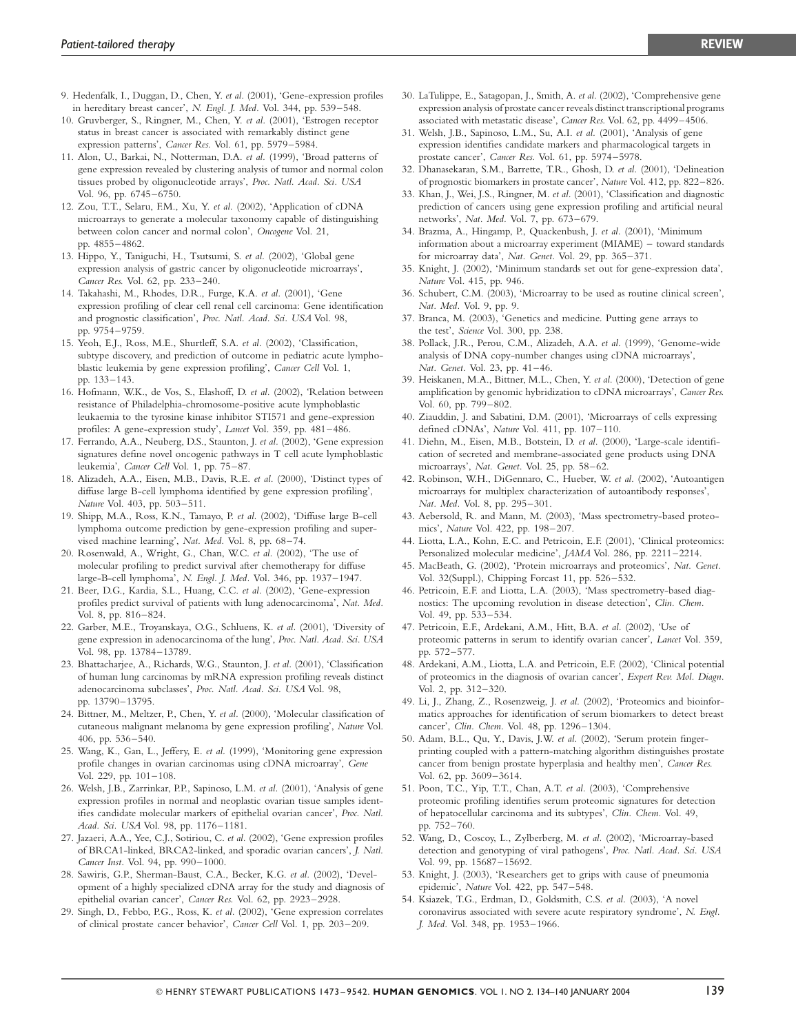9. Hedenfalk, I., Duggan, D., Chen, Y. *et al.* (2001), 'Gene-expression profiles in hereditary breast cancer', *N. Engl. J. Med.* Vol. 344, pp. 539–548.
10. Gruvberger, S., Ringner, M., Chen, Y. *et al.* (2001), 'Estrogen receptor status in breast cancer is associated with remarkably distinct gene expression patterns', *Cancer Res.* Vol. 61, pp. 5979–5984.
11. Alon, U., Barkai, N., Notterman, D.A. *et al.* (1999), 'Broad patterns of gene expression revealed by clustering analysis of tumor and normal colon tissues probed by oligonucleotide arrays', *Proc. Natl. Acad. Sci. USA* Vol. 96, pp. 6745–6750.
12. Zou, T.T., Selaru, F.M., Xu, Y. *et al.* (2002), 'Application of cDNA microarrays to generate a molecular taxonomy capable of distinguishing between colon cancer and normal colon', *Oncogene* Vol. 21, pp. 4855–4862.
13. Hippo, Y., Taniguchi, H., Tsutsumi, S. *et al.* (2002), 'Global gene expression analysis of gastric cancer by oligonucleotide microarrays', *Cancer Res.* Vol. 62, pp. 233–240.
14. Takahashi, M., Rhodes, D.R., Furge, K.A. *et al.* (2001), 'Gene expression profiling of clear cell renal cell carcinoma: Gene identification and prognostic classification', *Proc. Natl. Acad. Sci. USA* Vol. 98, pp. 9754–9759.
15. Yeoh, E.J., Ross, M.E., Shurtleff, S.A. *et al.* (2002), 'Classification, subtype discovery, and prediction of outcome in pediatric acute lymphoblastic leukemia by gene expression profiling', *Cancer Cell* Vol. 1, pp. 133–143.
16. Hofmann, W.K., de Vos, S., Elashoff, D. *et al.* (2002), 'Relation between resistance of Philadelphia-chromosome-positive acute lymphoblastic leukaemia to the tyrosine kinase inhibitor STI571 and gene-expression profiles: A gene-expression study', *Lancet* Vol. 359, pp. 481–486.
17. Ferrando, A.A., Neuberg, D.S., Staunton, J. *et al.* (2002), 'Gene expression signatures define novel oncogenic pathways in T cell acute lymphoblastic leukemia', *Cancer Cell* Vol. 1, pp. 75–87.
18. Alizadeh, A.A., Eisen, M.B., Davis, R.E. *et al.* (2000), 'Distinct types of diffuse large B-cell lymphoma identified by gene expression profiling', *Nature* Vol. 403, pp. 503–511.
19. Shipp, M.A., Ross, K.N., Tamayo, P. *et al.* (2002), 'Diffuse large B-cell lymphoma outcome prediction by gene-expression profiling and supervised machine learning', *Nat. Med.* Vol. 8, pp. 68–74.
20. Rosenwald, A., Wright, G., Chan, W.C. *et al.* (2002), 'The use of molecular profiling to predict survival after chemotherapy for diffuse large-B-cell lymphoma', *N. Engl. J. Med.* Vol. 346, pp. 1937–1947.
21. Beer, D.G., Kardia, S.L., Huang, C.C. *et al.* (2002), 'Gene-expression profiles predict survival of patients with lung adenocarcinoma', *Nat. Med.* Vol. 8, pp. 816–824.
22. Garber, M.E., Troyanskaya, O.G., Schluens, K. *et al.* (2001), 'Diversity of gene expression in adenocarcinoma of the lung', *Proc. Natl. Acad. Sci. USA* Vol. 98, pp. 13784–13789.
23. Bhattacharjee, A., Richards, W.G., Staunton, J. *et al.* (2001), 'Classification of human lung carcinomas by mRNA expression profiling reveals distinct adenocarcinoma subclasses', *Proc. Natl. Acad. Sci. USA* Vol. 98, pp. 13790–13795.
24. Bittner, M., Meltzer, P., Chen, Y. *et al.* (2000), 'Molecular classification of cutaneous malignant melanoma by gene expression profiling', *Nature* Vol. 406, pp. 536–540.
25. Wang, K., Gan, L., Jeffery, E. *et al.* (1999), 'Monitoring gene expression profile changes in ovarian carcinomas using cDNA microarray', *Gene* Vol. 229, pp. 101–108.
26. Welsh, J.B., Zarrinkar, P.P., Sapinoso, L.M. *et al.* (2001), 'Analysis of gene expression profiles in normal and neoplastic ovarian tissue samples identifies candidate molecular markers of epithelial ovarian cancer', *Proc. Natl. Acad. Sci. USA* Vol. 98, pp. 1176–1181.
27. Jazaeri, A.A., Yee, C.J., Sotiriou, C. *et al.* (2002), 'Gene expression profiles of BRCA1-linked, BRCA2-linked, and sporadic ovarian cancers', *J. Natl. Cancer Inst.* Vol. 94, pp. 990–1000.
28. Sawiris, G.P., Sherman-Baust, C.A., Becker, K.G. *et al.* (2002), 'Development of a highly specialized cDNA array for the study and diagnosis of epithelial ovarian cancer', *Cancer Res.* Vol. 62, pp. 2923–2928.
29. Singh, D., Febbo, P.G., Ross, K. *et al.* (2002), 'Gene expression correlates of clinical prostate cancer behavior', *Cancer Cell* Vol. 1, pp. 203–209.
30. LaTulippe, E., Satagopan, J., Smith, A. *et al.* (2002), 'Comprehensive gene expression analysis of prostate cancer reveals distinct transcriptional programs associated with metastatic disease', *Cancer Res.* Vol. 62, pp. 4499–4506.
31. Welsh, J.B., Sapinoso, L.M., Su, A.I. *et al.* (2001), 'Analysis of gene expression identifies candidate markers and pharmacological targets in prostate cancer', *Cancer Res.* Vol. 61, pp. 5974–5978.
32. Dhanasekaran, S.M., Barrette, T.R., Ghosh, D. *et al.* (2001), 'Delineation of prognostic biomarkers in prostate cancer', *Nature* Vol. 412, pp. 822–826.
33. Khan, J., Wei, J.S., Ringner, M. *et al.* (2001), 'Classification and diagnostic prediction of cancers using gene expression profiling and artificial neural networks', *Nat. Med.* Vol. 7, pp. 673–679.
34. Brazma, A., Hingamp, P., Quackenbush, J. *et al.* (2001), 'Minimum information about a microarray experiment (MIAME) – toward standards for microarray data', *Nat. Genet.* Vol. 29, pp. 365–371.
35. Knight, J. (2002), 'Minimum standards set out for gene-expression data', *Nature* Vol. 415, pp. 946.
36. Schubert, C.M. (2003), 'Microarray to be used as routine clinical screen', *Nat. Med.* Vol. 9, pp. 9.
37. Branca, M. (2003), 'Genetics and medicine. Putting gene arrays to the test', *Science* Vol. 300, pp. 238.
38. Pollack, J.R., Perou, C.M., Alizadeh, A.A. *et al.* (1999), 'Genome-wide analysis of DNA copy-number changes using cDNA microarrays', *Nat. Genet.* Vol. 23, pp. 41–46.
39. Heiskanen, M.A., Bittner, M.L., Chen, Y. *et al.* (2000), 'Detection of gene amplification by genomic hybridization to cDNA microarrays', *Cancer Res.* Vol. 60, pp. 799–802.
40. Ziauddin, J. and Sabatini, D.M. (2001), 'Microarrays of cells expressing defined cDNAs', *Nature* Vol. 411, pp. 107–110.
41. Diehn, M., Eisen, M.B., Botstein, D. *et al.* (2000), 'Large-scale identification of secreted and membrane-associated gene products using DNA microarrays', *Nat. Genet.* Vol. 25, pp. 58–62.
42. Robinson, W.H., DiGennaro, C., Hueber, W. *et al.* (2002), 'Autoantigen microarrays for multiplex characterization of autoantibody responses', *Nat. Med.* Vol. 8, pp. 295–301.
43. Aebersold, R. and Mann, M. (2003), 'Mass spectrometry-based proteomics', *Nature* Vol. 422, pp. 198–207.
44. Liotta, L.A., Kohn, E.C. and Petricoin, E.F. (2001), 'Clinical proteomics: Personalized molecular medicine', *JAMA* Vol. 286, pp. 2211–2214.
45. MacBeath, G. (2002), 'Protein microarrays and proteomics', *Nat. Genet.* Vol. 32(Suppl.), Chipping Forcast 11, pp. 526–532.
46. Petricoin, E.F. and Liotta, L.A. (2003), 'Mass spectrometry-based diagnostics: The upcoming revolution in disease detection', *Clin. Chem.* Vol. 49, pp. 533–534.
47. Petricoin, E.F., Ardekani, A.M., Hitt, B.A. *et al.* (2002), 'Use of proteomic patterns in serum to identify ovarian cancer', *Lancet* Vol. 359, pp. 572–577.
48. Ardekani, A.M., Liotta, L.A. and Petricoin, E.F. (2002), 'Clinical potential of proteomics in the diagnosis of ovarian cancer', *Expert Rev. Mol. Diagn.* Vol. 2, pp. 312–320.
49. Li, J., Zhang, Z., Rosenzweig, J. *et al.* (2002), 'Proteomics and bioinformatics approaches for identification of serum biomarkers to detect breast cancer', *Clin. Chem.* Vol. 48, pp. 1296–1304.
50. Adam, B.L., Qu, Y., Davis, J.W. *et al.* (2002), 'Serum protein fingerprinting coupled with a pattern-matching algorithm distinguishes prostate cancer from benign prostate hyperplasia and healthy men', *Cancer Res.* Vol. 62, pp. 3609–3614.
51. Poon, T.C., Yip, T.T., Chan, A.T. *et al.* (2003), 'Comprehensive proteomic profiling identifies serum proteomic signatures for detection of hepatocellular carcinoma and its subtypes', *Clin. Chem.* Vol. 49, pp. 752–760.
52. Wang, D., Coscoy, L., Zylberberg, M. *et al.* (2002), 'Microarray-based detection and genotyping of viral pathogens', *Proc. Natl. Acad. Sci. USA* Vol. 99, pp. 15687–15692.
53. Knight, J. (2003), 'Researchers get to grips with cause of pneumonia epidemic', *Nature* Vol. 422, pp. 547–548.
54. Ksiazek, T.G., Erdman, D., Goldsmith, C.S. *et al.* (2003), 'A novel coronavirus associated with severe acute respiratory syndrome', *N. Engl. J. Med.* Vol. 348, pp. 1953–1966.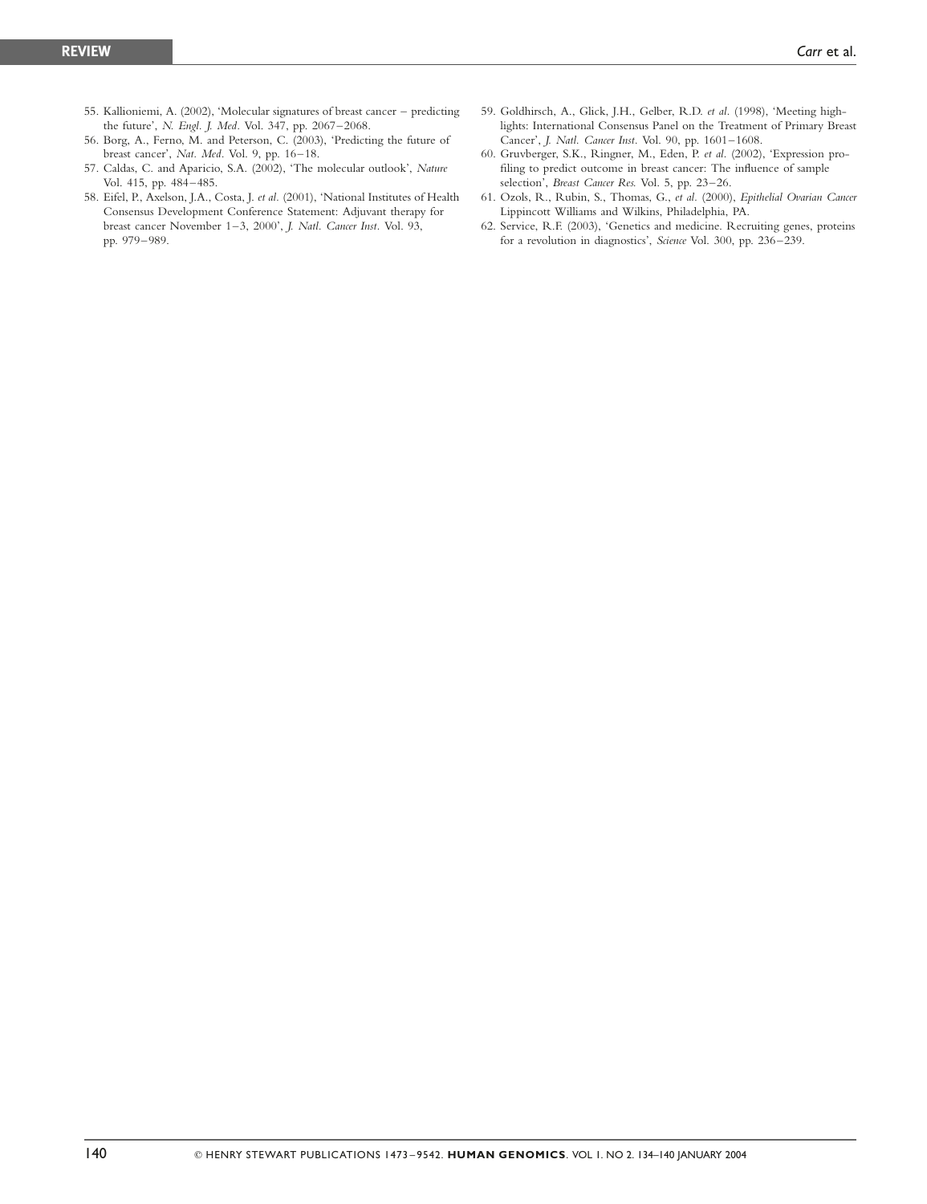55. Kallioniemi, A. (2002), 'Molecular signatures of breast cancer – predicting the future', *N. Engl. J. Med*. Vol. 347, pp. 2067–2068.
56. Borg, A., Ferno, M. and Peterson, C. (2003), 'Predicting the future of breast cancer', *Nat. Med*. Vol. 9, pp. 16–18.
57. Caldas, C. and Aparicio, S.A. (2002), 'The molecular outlook', *Nature* Vol. 415, pp. 484–485.
58. Eifel, P., Axelson, J.A., Costa, J. *et al*. (2001), 'National Institutes of Health Consensus Development Conference Statement: Adjuvant therapy for breast cancer November 1–3, 2000', *J. Natl. Cancer Inst*. Vol. 93, pp. 979–989.
59. Goldhirsch, A., Glick, J.H., Gelber, R.D. *et al*. (1998), 'Meeting highlights: International Consensus Panel on the Treatment of Primary Breast Cancer', *J. Natl. Cancer Inst*. Vol. 90, pp. 1601–1608.
60. Gruvberger, S.K., Ringner, M., Eden, P. *et al*. (2002), 'Expression profiling to predict outcome in breast cancer: The influence of sample selection', *Breast Cancer Res*. Vol. 5, pp. 23–26.
61. Ozols, R., Rubin, S., Thomas, G., *et al*. (2000), *Epithelial Ovarian Cancer* Lippincott Williams and Wilkins, Philadelphia, PA.
62. Service, R.F. (2003), 'Genetics and medicine. Recruiting genes, proteins for a revolution in diagnostics', *Science* Vol. 300, pp. 236–239.